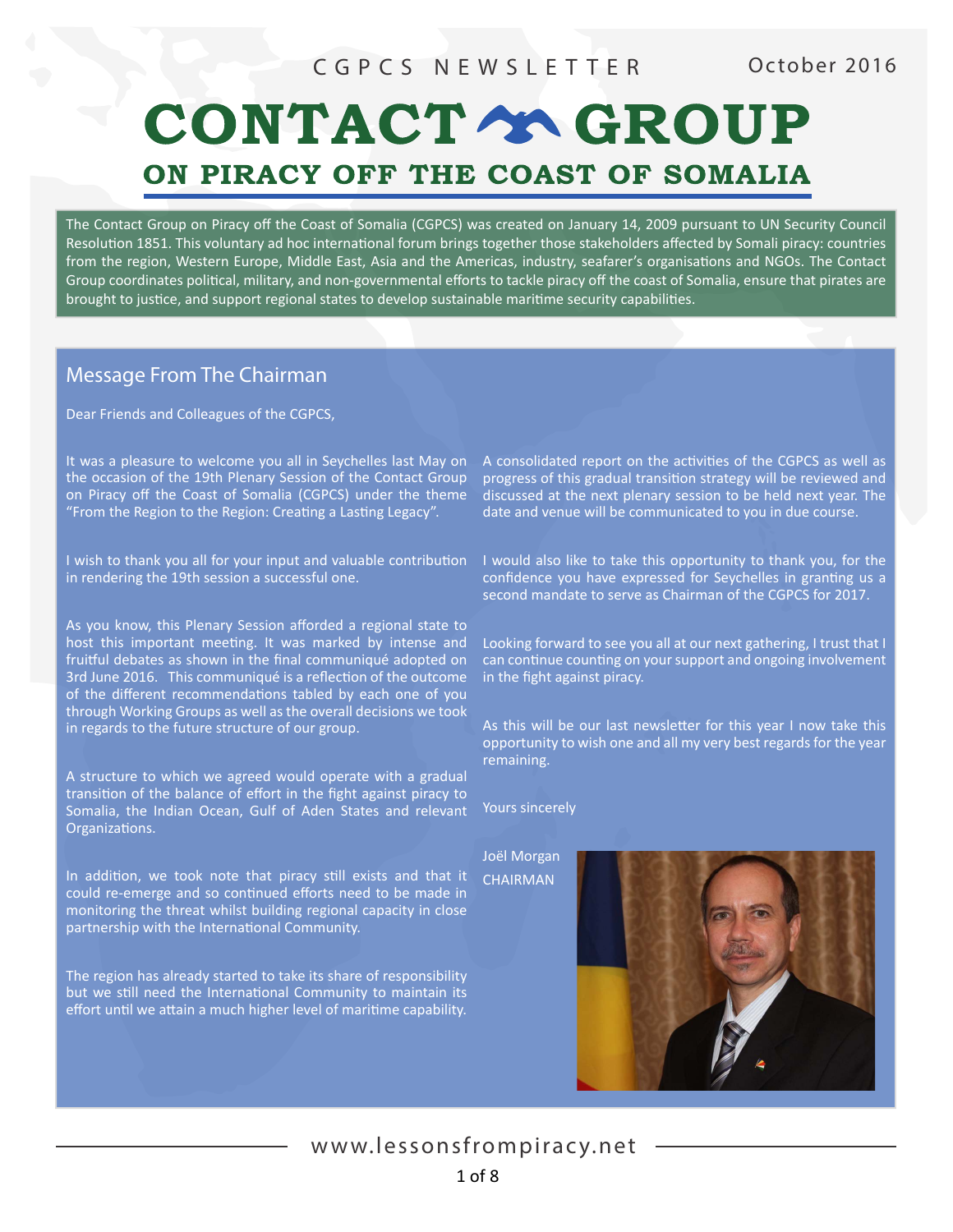CGPCS NEWSLETTER October 2016

# CONTACT GROUP
## ON PIRACY OFF THE COAST OF SOMALIA

The Contact Group on Piracy off the Coast of Somalia (CGPCS) was created on January 14, 2009 pursuant to UN Security Council Resolution 1851. This voluntary ad hoc international forum brings together those stakeholders affected by Somali piracy: countries from the region, Western Europe, Middle East, Asia and the Americas, industry, seafarer's organisations and NGOs. The Contact Group coordinates political, military, and non-governmental efforts to tackle piracy off the coast of Somalia, ensure that pirates are brought to justice, and support regional states to develop sustainable maritime security capabilities.

## Message From The Chairman

Dear Friends and Colleagues of the CGPCS,

It was a pleasure to welcome you all in Seychelles last May on the occasion of the 19th Plenary Session of the Contact Group on Piracy off the Coast of Somalia (CGPCS) under the theme "From the Region to the Region: Creating a Lasting Legacy".

I wish to thank you all for your input and valuable contribution in rendering the 19th session a successful one.

As you know, this Plenary Session afforded a regional state to host this important meeting. It was marked by intense and fruitful debates as shown in the final communiqué adopted on 3rd June 2016. This communiqué is a reflection of the outcome of the different recommendations tabled by each one of you through Working Groups as well as the overall decisions we took in regards to the future structure of our group.

A structure to which we agreed would operate with a gradual transition of the balance of effort in the fight against piracy to Somalia, the Indian Ocean, Gulf of Aden States and relevant Organizations.

In addition, we took note that piracy still exists and that it could re-emerge and so continued efforts need to be made in monitoring the threat whilst building regional capacity in close partnership with the International Community.

The region has already started to take its share of responsibility but we still need the International Community to maintain its effort until we attain a much higher level of maritime capability.

A consolidated report on the activities of the CGPCS as well as progress of this gradual transition strategy will be reviewed and discussed at the next plenary session to be held next year. The date and venue will be communicated to you in due course.

I would also like to take this opportunity to thank you, for the confidence you have expressed for Seychelles in granting us a second mandate to serve as Chairman of the CGPCS for 2017.

Looking forward to see you all at our next gathering, I trust that I can continue counting on your support and ongoing involvement in the fight against piracy.

As this will be our last newsletter for this year I now take this opportunity to wish one and all my very best regards for the year remaining.

Yours sincerely

Joël Morgan
CHAIRMAN

www.lessonsfrompiracy.net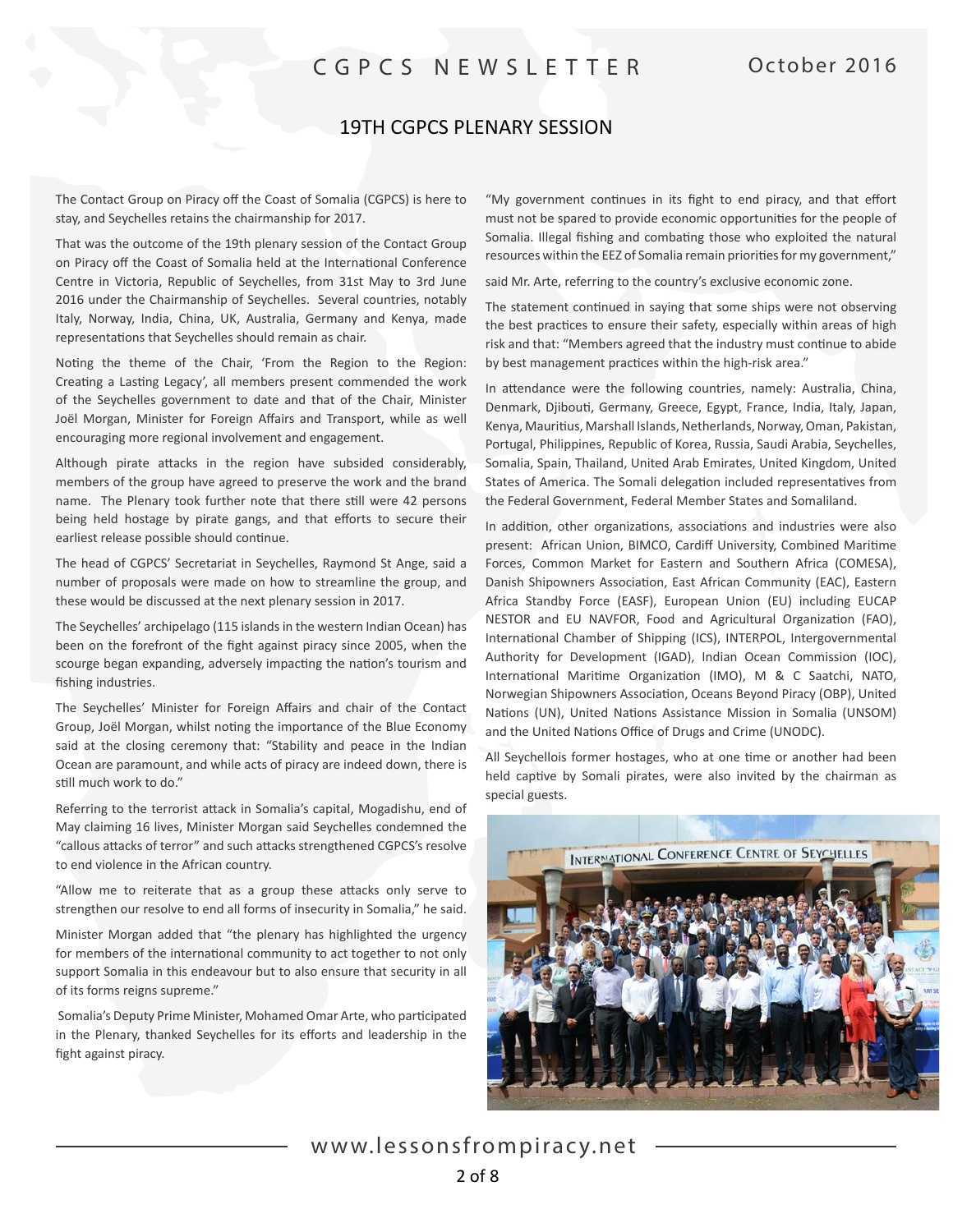## 19TH CGPCS PLENARY SESSION

The Contact Group on Piracy off the Coast of Somalia (CGPCS) is here to stay, and Seychelles retains the chairmanship for 2017.

That was the outcome of the 19th plenary session of the Contact Group on Piracy off the Coast of Somalia held at the International Conference Centre in Victoria, Republic of Seychelles, from 31st May to 3rd June 2016 under the Chairmanship of Seychelles. Several countries, notably Italy, Norway, India, China, UK, Australia, Germany and Kenya, made representations that Seychelles should remain as chair.

Noting the theme of the Chair, 'From the Region to the Region: Creating a Lasting Legacy', all members present commended the work of the Seychelles government to date and that of the Chair, Minister Joël Morgan, Minister for Foreign Affairs and Transport, while as well encouraging more regional involvement and engagement.

Although pirate attacks in the region have subsided considerably, members of the group have agreed to preserve the work and the brand name. The Plenary took further note that there still were 42 persons being held hostage by pirate gangs, and that efforts to secure their earliest release possible should continue.

The head of CGPCS' Secretariat in Seychelles, Raymond St Ange, said a number of proposals were made on how to streamline the group, and these would be discussed at the next plenary session in 2017.

The Seychelles' archipelago (115 islands in the western Indian Ocean) has been on the forefront of the fight against piracy since 2005, when the scourge began expanding, adversely impacting the nation's tourism and fishing industries.

The Seychelles' Minister for Foreign Affairs and chair of the Contact Group, Joël Morgan, whilst noting the importance of the Blue Economy said at the closing ceremony that: "Stability and peace in the Indian Ocean are paramount, and while acts of piracy are indeed down, there is still much work to do."

Referring to the terrorist attack in Somalia's capital, Mogadishu, end of May claiming 16 lives, Minister Morgan said Seychelles condemned the "callous attacks of terror" and such attacks strengthened CGPCS's resolve to end violence in the African country.

"Allow me to reiterate that as a group these attacks only serve to strengthen our resolve to end all forms of insecurity in Somalia," he said.

Minister Morgan added that "the plenary has highlighted the urgency for members of the international community to act together to not only support Somalia in this endeavour but to also ensure that security in all of its forms reigns supreme."

Somalia's Deputy Prime Minister, Mohamed Omar Arte, who participated in the Plenary, thanked Seychelles for its efforts and leadership in the fight against piracy.

"My government continues in its fight to end piracy, and that effort must not be spared to provide economic opportunities for the people of Somalia. Illegal fishing and combating those who exploited the natural resources within the EEZ of Somalia remain priorities for my government,"

said Mr. Arte, referring to the country's exclusive economic zone.

The statement continued in saying that some ships were not observing the best practices to ensure their safety, especially within areas of high risk and that: "Members agreed that the industry must continue to abide by best management practices within the high-risk area."

In attendance were the following countries, namely: Australia, China, Denmark, Djibouti, Germany, Greece, Egypt, France, India, Italy, Japan, Kenya, Mauritius, Marshall Islands, Netherlands, Norway, Oman, Pakistan, Portugal, Philippines, Republic of Korea, Russia, Saudi Arabia, Seychelles, Somalia, Spain, Thailand, United Arab Emirates, United Kingdom, United States of America. The Somali delegation included representatives from the Federal Government, Federal Member States and Somaliland.

In addition, other organizations, associations and industries were also present: African Union, BIMCO, Cardiff University, Combined Maritime Forces, Common Market for Eastern and Southern Africa (COMESA), Danish Shipowners Association, East African Community (EAC), Eastern Africa Standby Force (EASF), European Union (EU) including EUCAP NESTOR and EU NAVFOR, Food and Agricultural Organization (FAO), International Chamber of Shipping (ICS), INTERPOL, Intergovernmental Authority for Development (IGAD), Indian Ocean Commission (IOC), International Maritime Organization (IMO), M & C Saatchi, NATO, Norwegian Shipowners Association, Oceans Beyond Piracy (OBP), United Nations (UN), United Nations Assistance Mission in Somalia (UNSOM) and the United Nations Office of Drugs and Crime (UNODC).

All Seychellois former hostages, who at one time or another had been held captive by Somali pirates, were also invited by the chairman as special guests.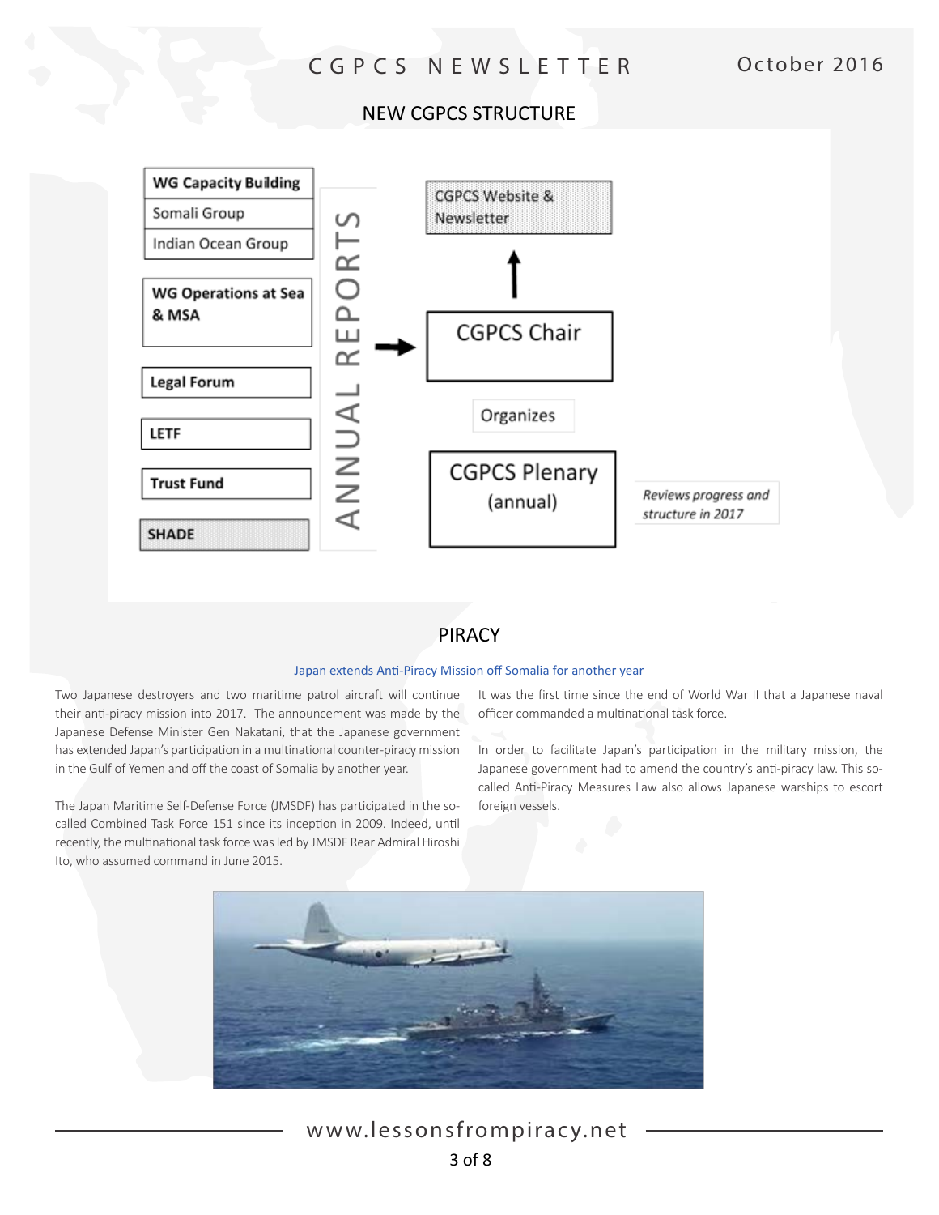## NEW CGPCS STRUCTURE

WG Capacity Building
Somali Group
Indian Ocean Group

WG Operations at Sea & MSA

Legal Forum

LETF

Trust Fund

SHADE

ANNUAL REPORTS →

CGPCS Website & Newsletter

CGPCS Chair

Organizes

CGPCS Plenary (annual)

*Reviews progress and structure in 2017*

## PIRACY

### Japan extends Anti-Piracy Mission off Somalia for another year

Two Japanese destroyers and two maritime patrol aircraft will continue their anti-piracy mission into 2017. The announcement was made by the Japanese Defense Minister Gen Nakatani, that the Japanese government has extended Japan's participation in a multinational counter-piracy mission in the Gulf of Yemen and off the coast of Somalia by another year.

The Japan Maritime Self-Defense Force (JMSDF) has participated in the so-called Combined Task Force 151 since its inception in 2009. Indeed, until recently, the multinational task force was led by JMSDF Rear Admiral Hiroshi Ito, who assumed command in June 2015.

It was the first time since the end of World War II that a Japanese naval officer commanded a multinational task force.

In order to facilitate Japan's participation in the military mission, the Japanese government had to amend the country's anti-piracy law. This so-called Anti-Piracy Measures Law also allows Japanese warships to escort foreign vessels.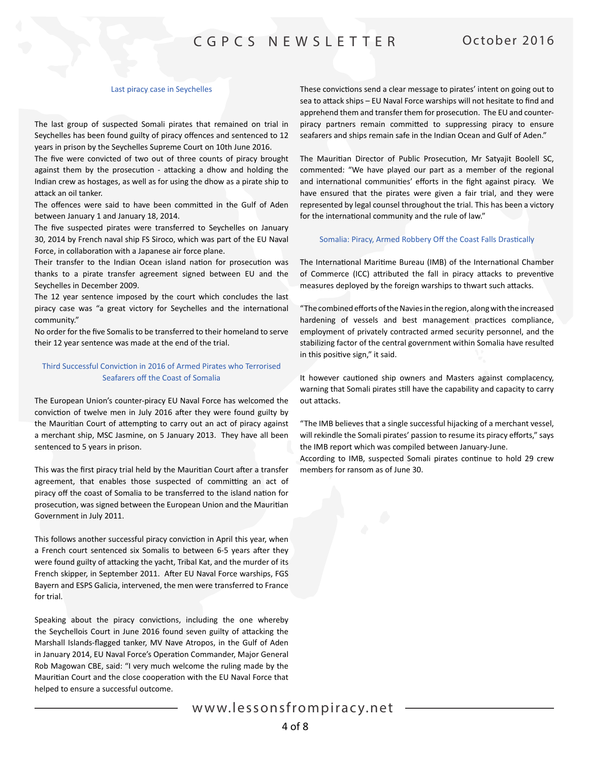## Last piracy case in Seychelles

The last group of suspected Somali pirates that remained on trial in Seychelles has been found guilty of piracy offences and sentenced to 12 years in prison by the Seychelles Supreme Court on 10th June 2016.

The five were convicted of two out of three counts of piracy brought against them by the prosecution - attacking a dhow and holding the Indian crew as hostages, as well as for using the dhow as a pirate ship to attack an oil tanker.

The offences were said to have been committed in the Gulf of Aden between January 1 and January 18, 2014.

The five suspected pirates were transferred to Seychelles on January 30, 2014 by French naval ship FS Siroco, which was part of the EU Naval Force, in collaboration with a Japanese air force plane.

Their transfer to the Indian Ocean island nation for prosecution was thanks to a pirate transfer agreement signed between EU and the Seychelles in December 2009.

The 12 year sentence imposed by the court which concludes the last piracy case was "a great victory for Seychelles and the international community."

No order for the five Somalis to be transferred to their homeland to serve their 12 year sentence was made at the end of the trial.

## Third Successful Conviction in 2016 of Armed Pirates who Terrorised Seafarers off the Coast of Somalia

The European Union's counter-piracy EU Naval Force has welcomed the conviction of twelve men in July 2016 after they were found guilty by the Mauritian Court of attempting to carry out an act of piracy against a merchant ship, MSC Jasmine, on 5 January 2013. They have all been sentenced to 5 years in prison.

This was the first piracy trial held by the Mauritian Court after a transfer agreement, that enables those suspected of committing an act of piracy off the coast of Somalia to be transferred to the island nation for prosecution, was signed between the European Union and the Mauritian Government in July 2011.

This follows another successful piracy conviction in April this year, when a French court sentenced six Somalis to between 6-5 years after they were found guilty of attacking the yacht, Tribal Kat, and the murder of its French skipper, in September 2011. After EU Naval Force warships, FGS Bayern and ESPS Galicia, intervened, the men were transferred to France for trial.

Speaking about the piracy convictions, including the one whereby the Seychellois Court in June 2016 found seven guilty of attacking the Marshall Islands-flagged tanker, MV Nave Atropos, in the Gulf of Aden in January 2014, EU Naval Force's Operation Commander, Major General Rob Magowan CBE, said: "I very much welcome the ruling made by the Mauritian Court and the close cooperation with the EU Naval Force that helped to ensure a successful outcome.

These convictions send a clear message to pirates' intent on going out to sea to attack ships – EU Naval Force warships will not hesitate to find and apprehend them and transfer them for prosecution. The EU and counter-piracy partners remain committed to suppressing piracy to ensure seafarers and ships remain safe in the Indian Ocean and Gulf of Aden."

The Mauritian Director of Public Prosecution, Mr Satyajit Boolell SC, commented: "We have played our part as a member of the regional and international communities' efforts in the fight against piracy. We have ensured that the pirates were given a fair trial, and they were represented by legal counsel throughout the trial. This has been a victory for the international community and the rule of law."

## Somalia: Piracy, Armed Robbery Off the Coast Falls Drastically

The International Maritime Bureau (IMB) of the International Chamber of Commerce (ICC) attributed the fall in piracy attacks to preventive measures deployed by the foreign warships to thwart such attacks.

"The combined efforts of the Navies in the region, along with the increased hardening of vessels and best management practices compliance, employment of privately contracted armed security personnel, and the stabilizing factor of the central government within Somalia have resulted in this positive sign," it said.

It however cautioned ship owners and Masters against complacency, warning that Somali pirates still have the capability and capacity to carry out attacks.

"The IMB believes that a single successful hijacking of a merchant vessel, will rekindle the Somali pirates' passion to resume its piracy efforts," says the IMB report which was compiled between January-June.

According to IMB, suspected Somali pirates continue to hold 29 crew members for ransom as of June 30.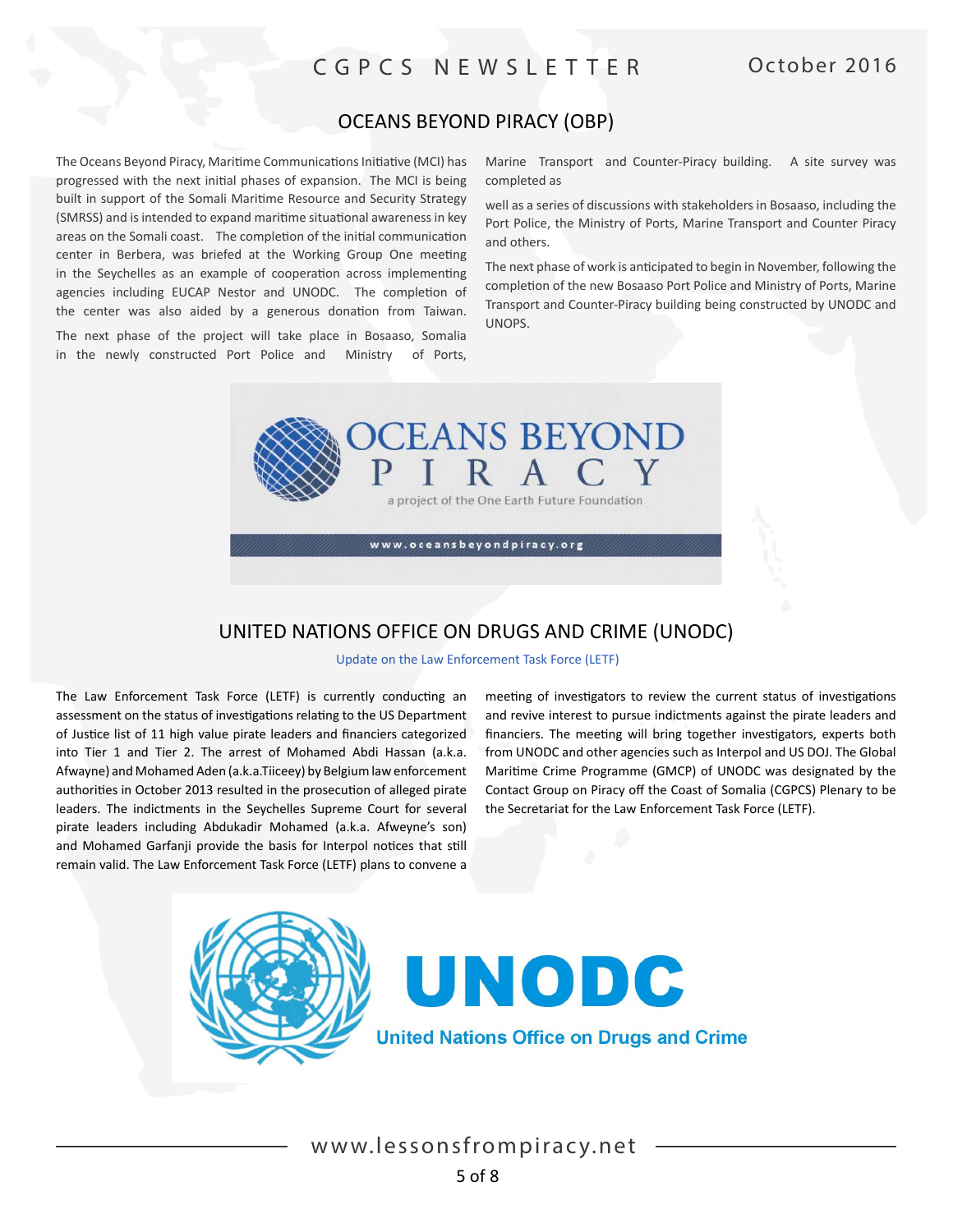## OCEANS BEYOND PIRACY (OBP)

The Oceans Beyond Piracy, Maritime Communications Initiative (MCI) has progressed with the next initial phases of expansion. The MCI is being built in support of the Somali Maritime Resource and Security Strategy (SMRSS) and is intended to expand maritime situational awareness in key areas on the Somali coast. The completion of the initial communication center in Berbera, was briefed at the Working Group One meeting in the Seychelles as an example of cooperation across implementing agencies including EUCAP Nestor and UNODC. The completion of the center was also aided by a generous donation from Taiwan.

The next phase of the project will take place in Bosaaso, Somalia in the newly constructed Port Police and Ministry of Ports, Marine Transport and Counter-Piracy building. A site survey was completed as well as a series of discussions with stakeholders in Bosaaso, including the Port Police, the Ministry of Ports, Marine Transport and Counter Piracy and others.

The next phase of work is anticipated to begin in November, following the completion of the new Bosaaso Port Police and Ministry of Ports, Marine Transport and Counter-Piracy building being constructed by UNODC and UNOPS.

OCEANS BEYOND PIRACY

a project of the One Earth Future Foundation

www.oceansbeyondpiracy.org

## UNITED NATIONS OFFICE ON DRUGS AND CRIME (UNODC)

Update on the Law Enforcement Task Force (LETF)

The Law Enforcement Task Force (LETF) is currently conducting an assessment on the status of investigations relating to the US Department of Justice list of 11 high value pirate leaders and financiers categorized into Tier 1 and Tier 2. The arrest of Mohamed Abdi Hassan (a.k.a. Afwayne) and Mohamed Aden (a.k.a.Tiiceey) by Belgium law enforcement authorities in October 2013 resulted in the prosecution of alleged pirate leaders. The indictments in the Seychelles Supreme Court for several pirate leaders including Abdukadir Mohamed (a.k.a. Afweyne's son) and Mohamed Garfanji provide the basis for Interpol notices that still remain valid. The Law Enforcement Task Force (LETF) plans to convene a meeting of investigators to review the current status of investigations and revive interest to pursue indictments against the pirate leaders and financiers. The meeting will bring together investigators, experts both from UNODC and other agencies such as Interpol and US DOJ. The Global Maritime Crime Programme (GMCP) of UNODC was designated by the Contact Group on Piracy off the Coast of Somalia (CGPCS) Plenary to be the Secretariat for the Law Enforcement Task Force (LETF).

UNODC

United Nations Office on Drugs and Crime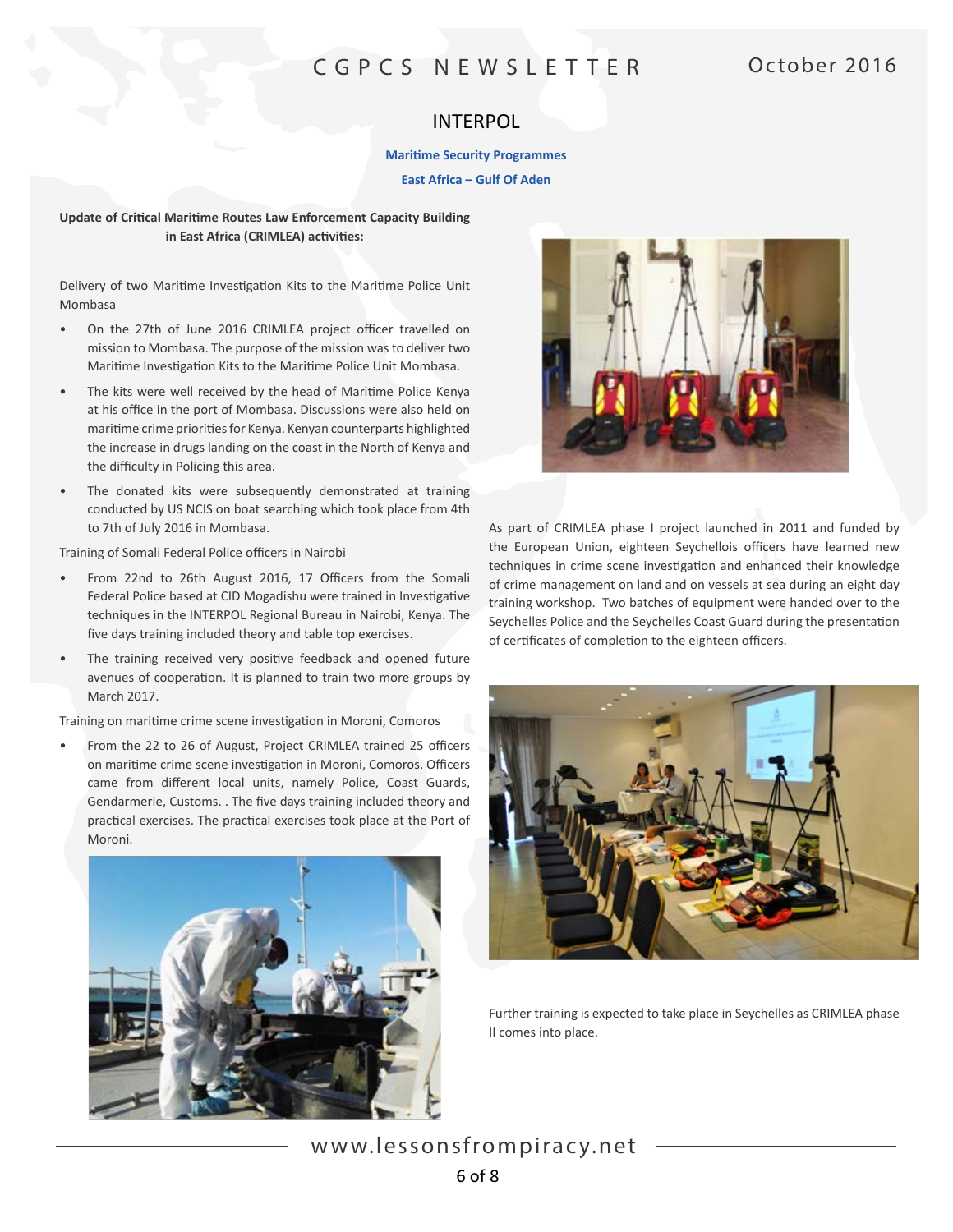## INTERPOL

**Maritime Security Programmes**

**East Africa – Gulf Of Aden**

**Update of Critical Maritime Routes Law Enforcement Capacity Building in East Africa (CRIMLEA) activities:**

Delivery of two Maritime Investigation Kits to the Maritime Police Unit Mombasa

- On the 27th of June 2016 CRIMLEA project officer travelled on mission to Mombasa. The purpose of the mission was to deliver two Maritime Investigation Kits to the Maritime Police Unit Mombasa.
- The kits were well received by the head of Maritime Police Kenya at his office in the port of Mombasa. Discussions were also held on maritime crime priorities for Kenya. Kenyan counterparts highlighted the increase in drugs landing on the coast in the North of Kenya and the difficulty in Policing this area.
- The donated kits were subsequently demonstrated at training conducted by US NCIS on boat searching which took place from 4th to 7th of July 2016 in Mombasa.

Training of Somali Federal Police officers in Nairobi

- From 22nd to 26th August 2016, 17 Officers from the Somali Federal Police based at CID Mogadishu were trained in Investigative techniques in the INTERPOL Regional Bureau in Nairobi, Kenya. The five days training included theory and table top exercises.
- The training received very positive feedback and opened future avenues of cooperation. It is planned to train two more groups by March 2017.

Training on maritime crime scene investigation in Moroni, Comoros

- From the 22 to 26 of August, Project CRIMLEA trained 25 officers on maritime crime scene investigation in Moroni, Comoros. Officers came from different local units, namely Police, Coast Guards, Gendarmerie, Customs. . The five days training included theory and practical exercises. The practical exercises took place at the Port of Moroni.

As part of CRIMLEA phase I project launched in 2011 and funded by the European Union, eighteen Seychellois officers have learned new techniques in crime scene investigation and enhanced their knowledge of crime management on land and on vessels at sea during an eight day training workshop. Two batches of equipment were handed over to the Seychelles Police and the Seychelles Coast Guard during the presentation of certificates of completion to the eighteen officers.

Further training is expected to take place in Seychelles as CRIMLEA phase II comes into place.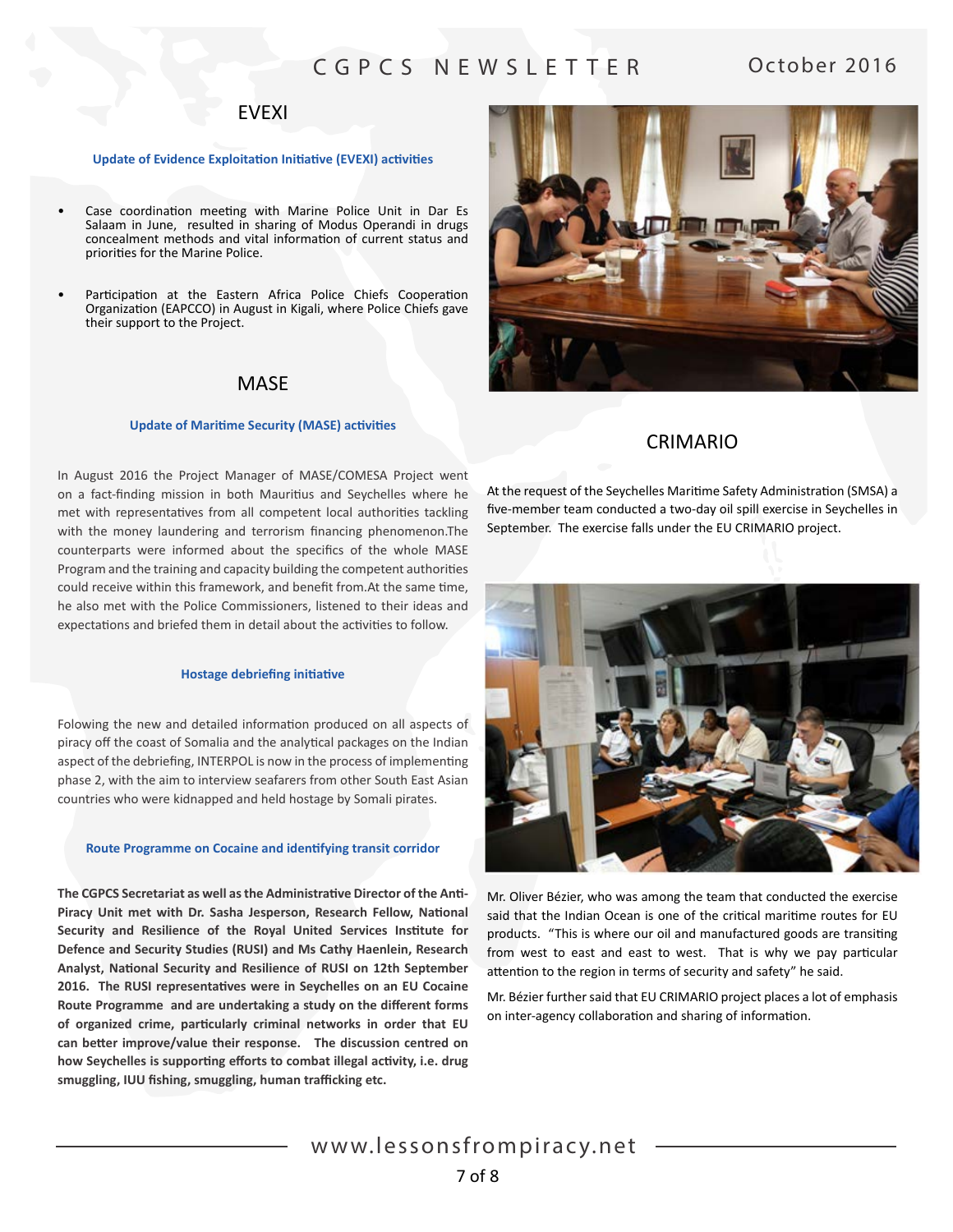## EVEXI

**Update of Evidence Exploitation Initiative (EVEXI) activities**

- Case coordination meeting with Marine Police Unit in Dar Es Salaam in June, resulted in sharing of Modus Operandi in drugs concealment methods and vital information of current status and priorities for the Marine Police.
- Participation at the Eastern Africa Police Chiefs Cooperation Organization (EAPCCO) in August in Kigali, where Police Chiefs gave their support to the Project.

## MASE

**Update of Maritime Security (MASE) activities**

In August 2016 the Project Manager of MASE/COMESA Project went on a fact-finding mission in both Mauritius and Seychelles where he met with representatives from all competent local authorities tackling with the money laundering and terrorism financing phenomenon.The counterparts were informed about the specifics of the whole MASE Program and the training and capacity building the competent authorities could receive within this framework, and benefit from.At the same time, he also met with the Police Commissioners, listened to their ideas and expectations and briefed them in detail about the activities to follow.

**Hostage debriefing initiative**

Folowing the new and detailed information produced on all aspects of piracy off the coast of Somalia and the analytical packages on the Indian aspect of the debriefing, INTERPOL is now in the process of implementing phase 2, with the aim to interview seafarers from other South East Asian countries who were kidnapped and held hostage by Somali pirates.

**Route Programme on Cocaine and identifying transit corridor**

**The CGPCS Secretariat as well as the Administrative Director of the Anti-Piracy Unit met with Dr. Sasha Jesperson, Research Fellow, National Security and Resilience of the Royal United Services Institute for Defence and Security Studies (RUSI) and Ms Cathy Haenlein, Research Analyst, National Security and Resilience of RUSI on 12th September 2016. The RUSI representatives were in Seychelles on an EU Cocaine Route Programme and are undertaking a study on the different forms of organized crime, particularly criminal networks in order that EU can better improve/value their response. The discussion centred on how Seychelles is supporting efforts to combat illegal activity, i.e. drug smuggling, IUU fishing, smuggling, human trafficking etc.**

## CRIMARIO

At the request of the Seychelles Maritime Safety Administration (SMSA) a five-member team conducted a two-day oil spill exercise in Seychelles in September. The exercise falls under the EU CRIMARIO project.

Mr. Oliver Bézier, who was among the team that conducted the exercise said that the Indian Ocean is one of the critical maritime routes for EU products. "This is where our oil and manufactured goods are transiting from west to east and east to west. That is why we pay particular attention to the region in terms of security and safety" he said.

Mr. Bézier further said that EU CRIMARIO project places a lot of emphasis on inter-agency collaboration and sharing of information.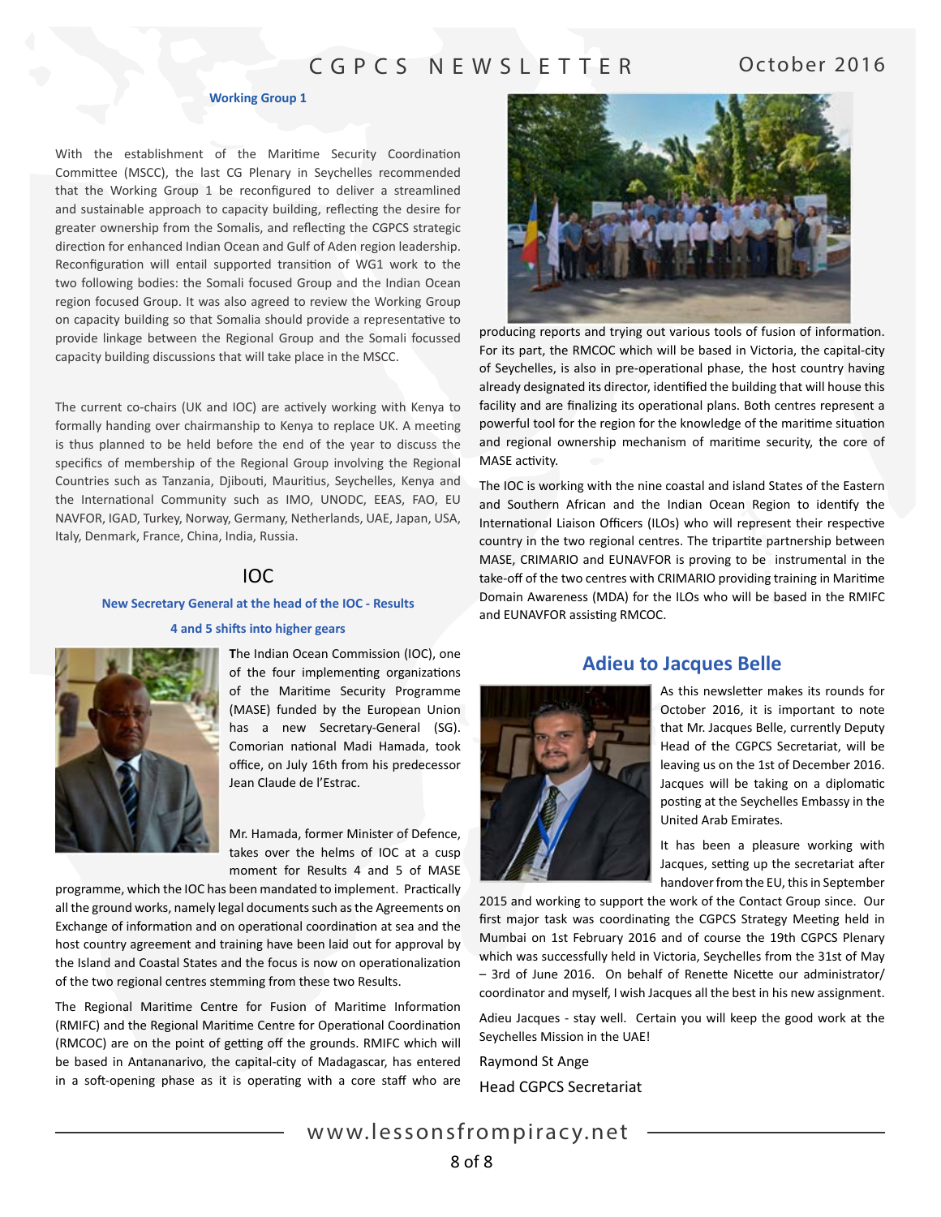### Working Group 1

With the establishment of the Maritime Security Coordination Committee (MSCC), the last CG Plenary in Seychelles recommended that the Working Group 1 be reconfigured to deliver a streamlined and sustainable approach to capacity building, reflecting the desire for greater ownership from the Somalis, and reflecting the CGPCS strategic direction for enhanced Indian Ocean and Gulf of Aden region leadership. Reconfiguration will entail supported transition of WG1 work to the two following bodies: the Somali focused Group and the Indian Ocean region focused Group. It was also agreed to review the Working Group on capacity building so that Somalia should provide a representative to provide linkage between the Regional Group and the Somali focussed capacity building discussions that will take place in the MSCC.

The current co-chairs (UK and IOC) are actively working with Kenya to formally handing over chairmanship to Kenya to replace UK. A meeting is thus planned to be held before the end of the year to discuss the specifics of membership of the Regional Group involving the Regional Countries such as Tanzania, Djibouti, Mauritius, Seychelles, Kenya and the International Community such as IMO, UNODC, EEAS, FAO, EU NAVFOR, IGAD, Turkey, Norway, Germany, Netherlands, UAE, Japan, USA, Italy, Denmark, France, China, India, Russia.

## IOC

### New Secretary General at the head of the IOC - Results 4 and 5 shifts into higher gears

**T**he Indian Ocean Commission (IOC), one of the four implementing organizations of the Maritime Security Programme (MASE) funded by the European Union has a new Secretary-General (SG). Comorian national Madi Hamada, took office, on July 16th from his predecessor Jean Claude de l'Estrac.

Mr. Hamada, former Minister of Defence, takes over the helms of IOC at a cusp moment for Results 4 and 5 of MASE programme, which the IOC has been mandated to implement. Practically all the ground works, namely legal documents such as the Agreements on Exchange of information and on operational coordination at sea and the host country agreement and training have been laid out for approval by the Island and Coastal States and the focus is now on operationalization of the two regional centres stemming from these two Results.

The Regional Maritime Centre for Fusion of Maritime Information (RMIFC) and the Regional Maritime Centre for Operational Coordination (RMCOC) are on the point of getting off the grounds. RMIFC which will be based in Antananarivo, the capital-city of Madagascar, has entered in a soft-opening phase as it is operating with a core staff who are producing reports and trying out various tools of fusion of information. For its part, the RMCOC which will be based in Victoria, the capital-city of Seychelles, is also in pre-operational phase, the host country having already designated its director, identified the building that will house this facility and are finalizing its operational plans. Both centres represent a powerful tool for the region for the knowledge of the maritime situation and regional ownership mechanism of maritime security, the core of MASE activity.

The IOC is working with the nine coastal and island States of the Eastern and Southern African and the Indian Ocean Region to identify the International Liaison Officers (ILOs) who will represent their respective country in the two regional centres. The tripartite partnership between MASE, CRIMARIO and EUNAVFOR is proving to be instrumental in the take-off of the two centres with CRIMARIO providing training in Maritime Domain Awareness (MDA) for the ILOs who will be based in the RMIFC and EUNAVFOR assisting RMCOC.

## Adieu to Jacques Belle

As this newsletter makes its rounds for October 2016, it is important to note that Mr. Jacques Belle, currently Deputy Head of the CGPCS Secretariat, will be leaving us on the 1st of December 2016. Jacques will be taking on a diplomatic posting at the Seychelles Embassy in the United Arab Emirates.

It has been a pleasure working with Jacques, setting up the secretariat after handover from the EU, this in September 2015 and working to support the work of the Contact Group since. Our first major task was coordinating the CGPCS Strategy Meeting held in Mumbai on 1st February 2016 and of course the 19th CGPCS Plenary which was successfully held in Victoria, Seychelles from the 31st of May – 3rd of June 2016. On behalf of Renette Nicette our administrator/coordinator and myself, I wish Jacques all the best in his new assignment.

Adieu Jacques - stay well. Certain you will keep the good work at the Seychelles Mission in the UAE!

Raymond St Ange

Head CGPCS Secretariat

www.lessonsfrompiracy.net